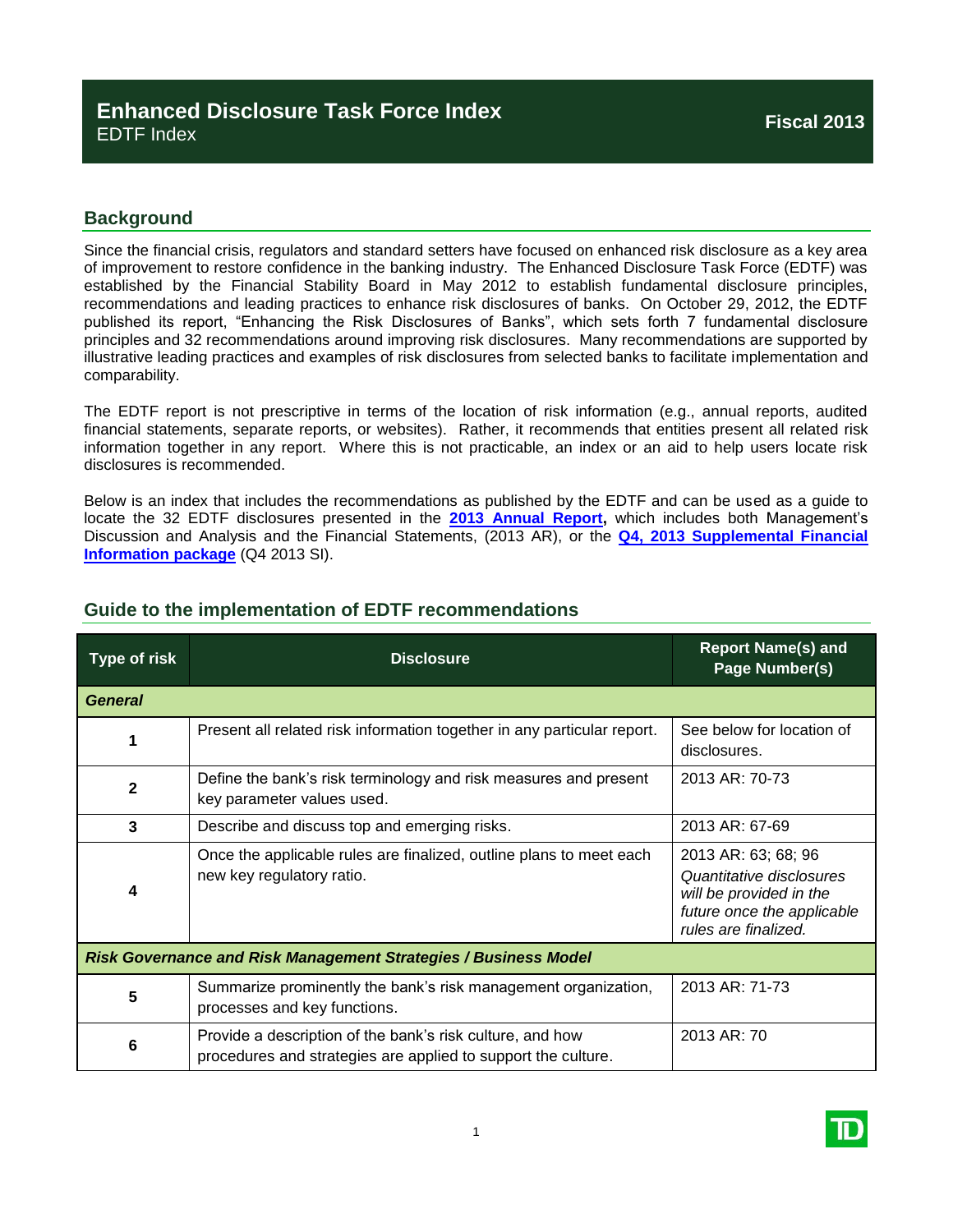# Enhanced Disclosure Task Force Index

EDTF Index

**Fiscal 2013**

## Background

Since the financial crisis, regulators and standard setters have focused on enhanced risk disclosure as a key area of improvement to restore confidence in the banking industry. The Enhanced Disclosure Task Force (EDTF) was established by the Financial Stability Board in May 2012 to establish fundamental disclosure principles, recommendations and leading practices to enhance risk disclosures of banks. On October 29, 2012, the EDTF published its report, "Enhancing the Risk Disclosures of Banks", which sets forth 7 fundamental disclosure principles and 32 recommendations around improving risk disclosures. Many recommendations are supported by illustrative leading practices and examples of risk disclosures from selected banks to facilitate implementation and comparability.

The EDTF report is not prescriptive in terms of the location of risk information (e.g., annual reports, audited financial statements, separate reports, or websites). Rather, it recommends that entities present all related risk information together in any report. Where this is not practicable, an index or an aid to help users locate risk disclosures is recommended.

Below is an index that includes the recommendations as published by the EDTF and can be used as a guide to locate the 32 EDTF disclosures presented in the **2013 Annual Report**, which includes both Management's Discussion and Analysis and the Financial Statements, (2013 AR), or the **Q4, 2013 Supplemental Financial Information package** (Q4 2013 SI).

## Guide to the implementation of EDTF recommendations

| Type of risk | Disclosure | Report Name(s) and Page Number(s) |
|---|---|---|
| ***General*** | | |
| 1 | Present all related risk information together in any particular report. | See below for location of disclosures. |
| 2 | Define the bank's risk terminology and risk measures and present key parameter values used. | 2013 AR: 70-73 |
| 3 | Describe and discuss top and emerging risks. | 2013 AR: 67-69 |
| 4 | Once the applicable rules are finalized, outline plans to meet each new key regulatory ratio. | 2013 AR: 63; 68; 96 *Quantitative disclosures will be provided in the future once the applicable rules are finalized.* |
| ***Risk Governance and Risk Management Strategies / Business Model*** | | |
| 5 | Summarize prominently the bank's risk management organization, processes and key functions. | 2013 AR: 71-73 |
| 6 | Provide a description of the bank's risk culture, and how procedures and strategies are applied to support the culture. | 2013 AR: 70 |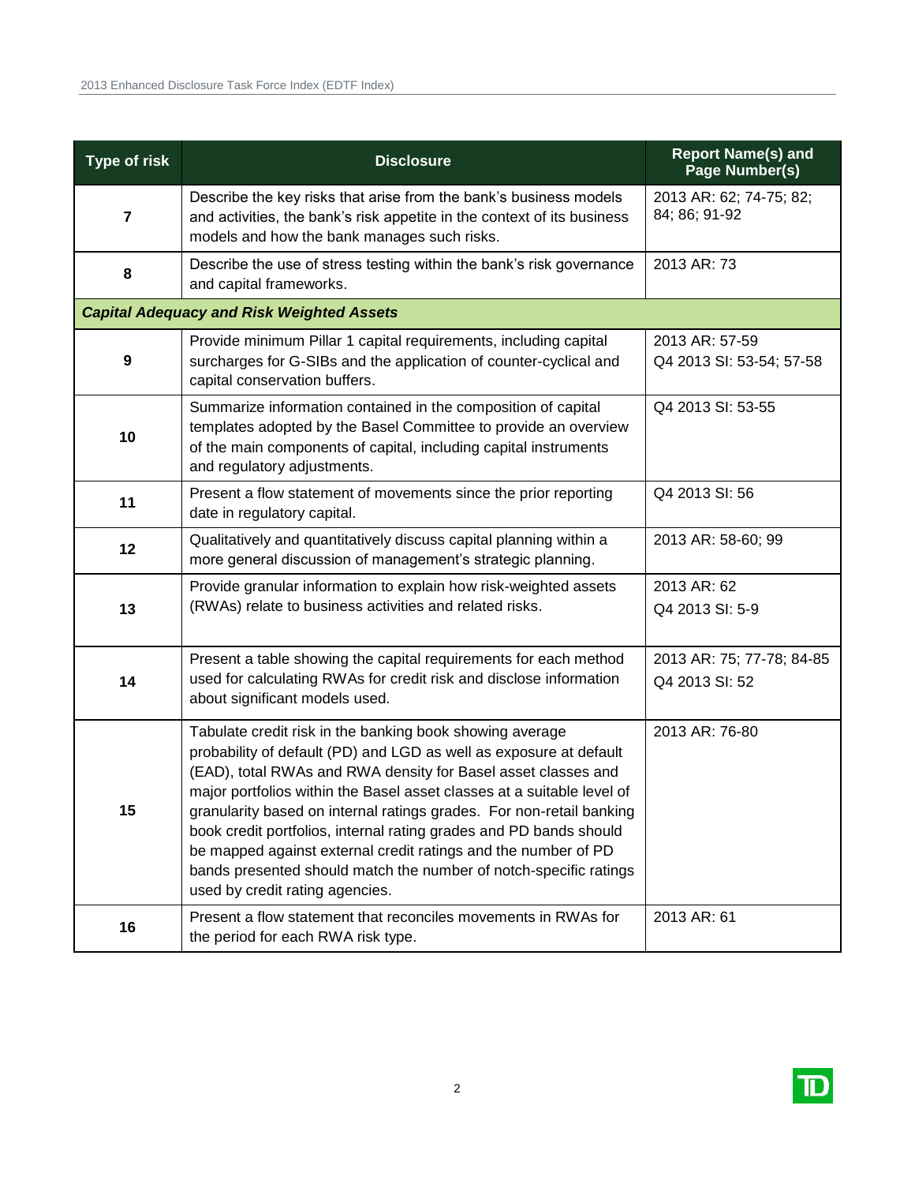| Type of risk | Disclosure | Report Name(s) and Page Number(s) |
|---|---|---|
| 7 | Describe the key risks that arise from the bank's business models and activities, the bank's risk appetite in the context of its business models and how the bank manages such risks. | 2013 AR: 62; 74-75; 82; 84; 86; 91-92 |
| 8 | Describe the use of stress testing within the bank's risk governance and capital frameworks. | 2013 AR: 73 |
| ***Capital Adequacy and Risk Weighted Assets*** | | |
| 9 | Provide minimum Pillar 1 capital requirements, including capital surcharges for G-SIBs and the application of counter-cyclical and capital conservation buffers. | 2013 AR: 57-59<br>Q4 2013 SI: 53-54; 57-58 |
| 10 | Summarize information contained in the composition of capital templates adopted by the Basel Committee to provide an overview of the main components of capital, including capital instruments and regulatory adjustments. | Q4 2013 SI: 53-55 |
| 11 | Present a flow statement of movements since the prior reporting date in regulatory capital. | Q4 2013 SI: 56 |
| 12 | Qualitatively and quantitatively discuss capital planning within a more general discussion of management's strategic planning. | 2013 AR: 58-60; 99 |
| 13 | Provide granular information to explain how risk-weighted assets (RWAs) relate to business activities and related risks. | 2013 AR: 62<br>Q4 2013 SI: 5-9 |
| 14 | Present a table showing the capital requirements for each method used for calculating RWAs for credit risk and disclose information about significant models used. | 2013 AR: 75; 77-78; 84-85<br>Q4 2013 SI: 52 |
| 15 | Tabulate credit risk in the banking book showing average probability of default (PD) and LGD as well as exposure at default (EAD), total RWAs and RWA density for Basel asset classes and major portfolios within the Basel asset classes at a suitable level of granularity based on internal ratings grades. For non-retail banking book credit portfolios, internal rating grades and PD bands should be mapped against external credit ratings and the number of PD bands presented should match the number of notch-specific ratings used by credit rating agencies. | 2013 AR: 76-80 |
| 16 | Present a flow statement that reconciles movements in RWAs for the period for each RWA risk type. | 2013 AR: 61 |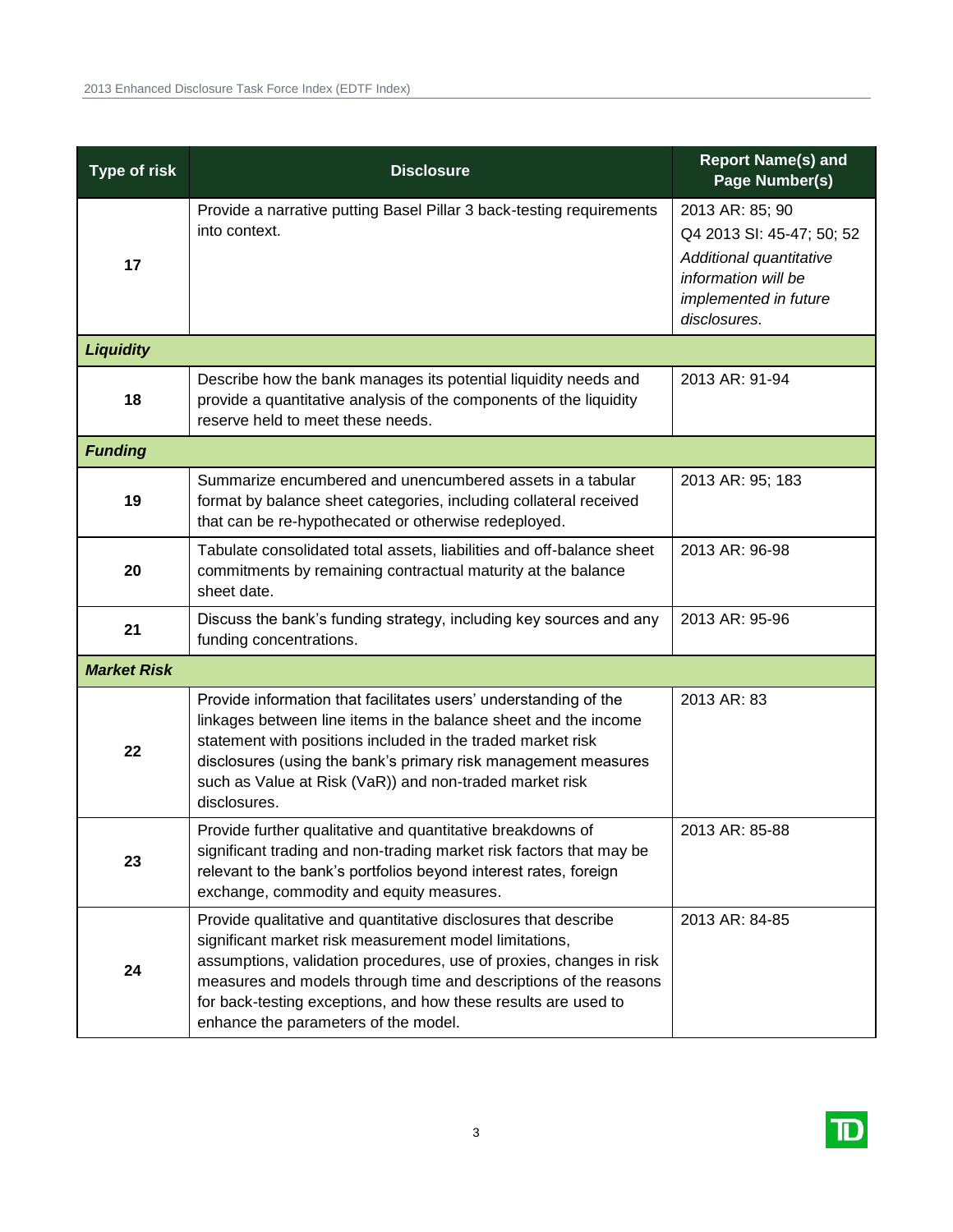| Type of risk | Disclosure | Report Name(s) and Page Number(s) |
|---|---|---|
| 17 | Provide a narrative putting Basel Pillar 3 back-testing requirements into context. | 2013 AR: 85; 90<br>Q4 2013 SI: 45-47; 50; 52<br>*Additional quantitative information will be implemented in future disclosures.* |
| ***Liquidity*** | | |
| 18 | Describe how the bank manages its potential liquidity needs and provide a quantitative analysis of the components of the liquidity reserve held to meet these needs. | 2013 AR: 91-94 |
| ***Funding*** | | |
| 19 | Summarize encumbered and unencumbered assets in a tabular format by balance sheet categories, including collateral received that can be re-hypothecated or otherwise redeployed. | 2013 AR: 95; 183 |
| 20 | Tabulate consolidated total assets, liabilities and off-balance sheet commitments by remaining contractual maturity at the balance sheet date. | 2013 AR: 96-98 |
| 21 | Discuss the bank's funding strategy, including key sources and any funding concentrations. | 2013 AR: 95-96 |
| ***Market Risk*** | | |
| 22 | Provide information that facilitates users' understanding of the linkages between line items in the balance sheet and the income statement with positions included in the traded market risk disclosures (using the bank's primary risk management measures such as Value at Risk (VaR)) and non-traded market risk disclosures. | 2013 AR: 83 |
| 23 | Provide further qualitative and quantitative breakdowns of significant trading and non-trading market risk factors that may be relevant to the bank's portfolios beyond interest rates, foreign exchange, commodity and equity measures. | 2013 AR: 85-88 |
| 24 | Provide qualitative and quantitative disclosures that describe significant market risk measurement model limitations, assumptions, validation procedures, use of proxies, changes in risk measures and models through time and descriptions of the reasons for back-testing exceptions, and how these results are used to enhance the parameters of the model. | 2013 AR: 84-85 |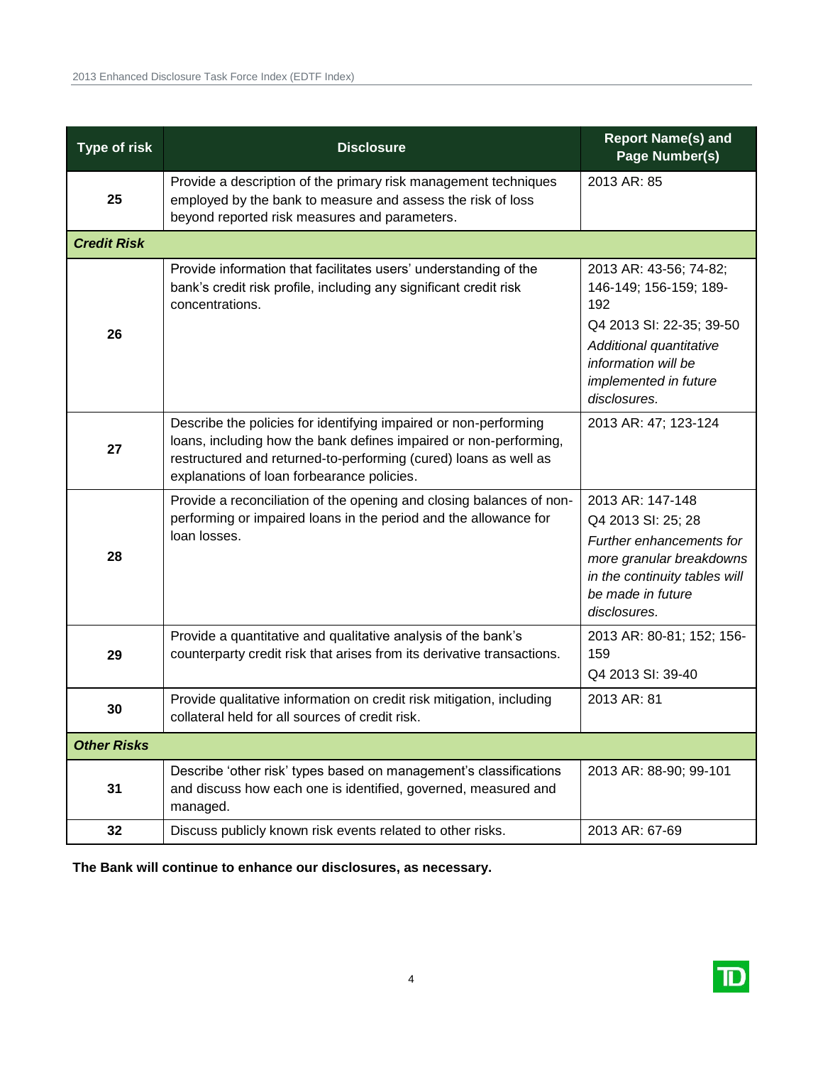| Type of risk | Disclosure | Report Name(s) and Page Number(s) |
|---|---|---|
| 25 | Provide a description of the primary risk management techniques employed by the bank to measure and assess the risk of loss beyond reported risk measures and parameters. | 2013 AR: 85 |
| ***Credit Risk*** | | |
| 26 | Provide information that facilitates users' understanding of the bank's credit risk profile, including any significant credit risk concentrations. | 2013 AR: 43-56; 74-82; 146-149; 156-159; 189-192<br>Q4 2013 SI: 22-35; 39-50<br>*Additional quantitative information will be implemented in future disclosures.* |
| 27 | Describe the policies for identifying impaired or non-performing loans, including how the bank defines impaired or non-performing, restructured and returned-to-performing (cured) loans as well as explanations of loan forbearance policies. | 2013 AR: 47; 123-124 |
| 28 | Provide a reconciliation of the opening and closing balances of non-performing or impaired loans in the period and the allowance for loan losses. | 2013 AR: 147-148<br>Q4 2013 SI: 25; 28<br>*Further enhancements for more granular breakdowns in the continuity tables will be made in future disclosures.* |
| 29 | Provide a quantitative and qualitative analysis of the bank's counterparty credit risk that arises from its derivative transactions. | 2013 AR: 80-81; 152; 156-159<br>Q4 2013 SI: 39-40 |
| 30 | Provide qualitative information on credit risk mitigation, including collateral held for all sources of credit risk. | 2013 AR: 81 |
| ***Other Risks*** | | |
| 31 | Describe 'other risk' types based on management's classifications and discuss how each one is identified, governed, measured and managed. | 2013 AR: 88-90; 99-101 |
| 32 | Discuss publicly known risk events related to other risks. | 2013 AR: 67-69 |

**The Bank will continue to enhance our disclosures, as necessary.**